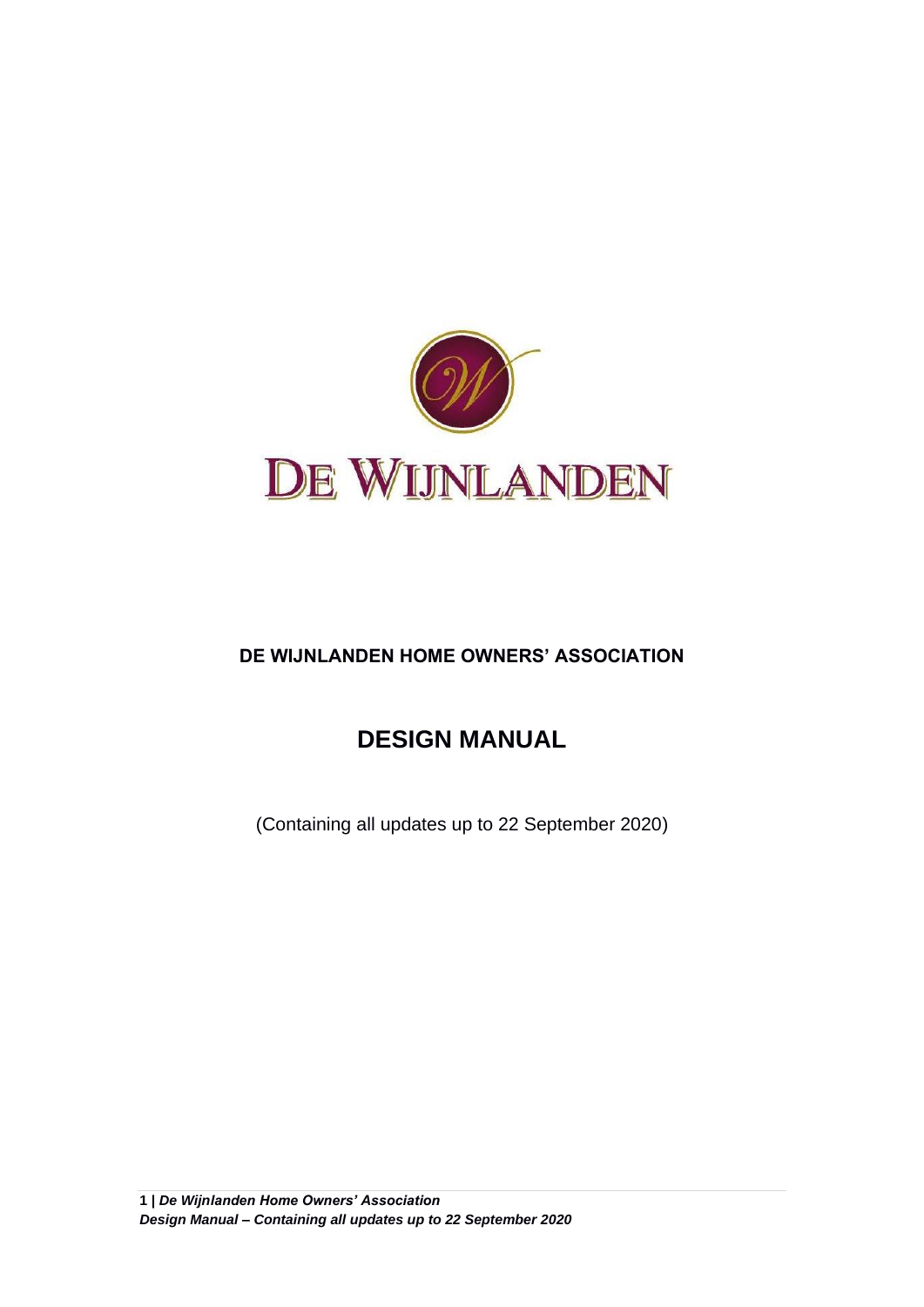DE WIJNLANDEN

**DE WIJNLANDEN HOME OWNERS' ASSOCIATION**

# DESIGN MANUAL

(Containing all updates up to 22 September 2020)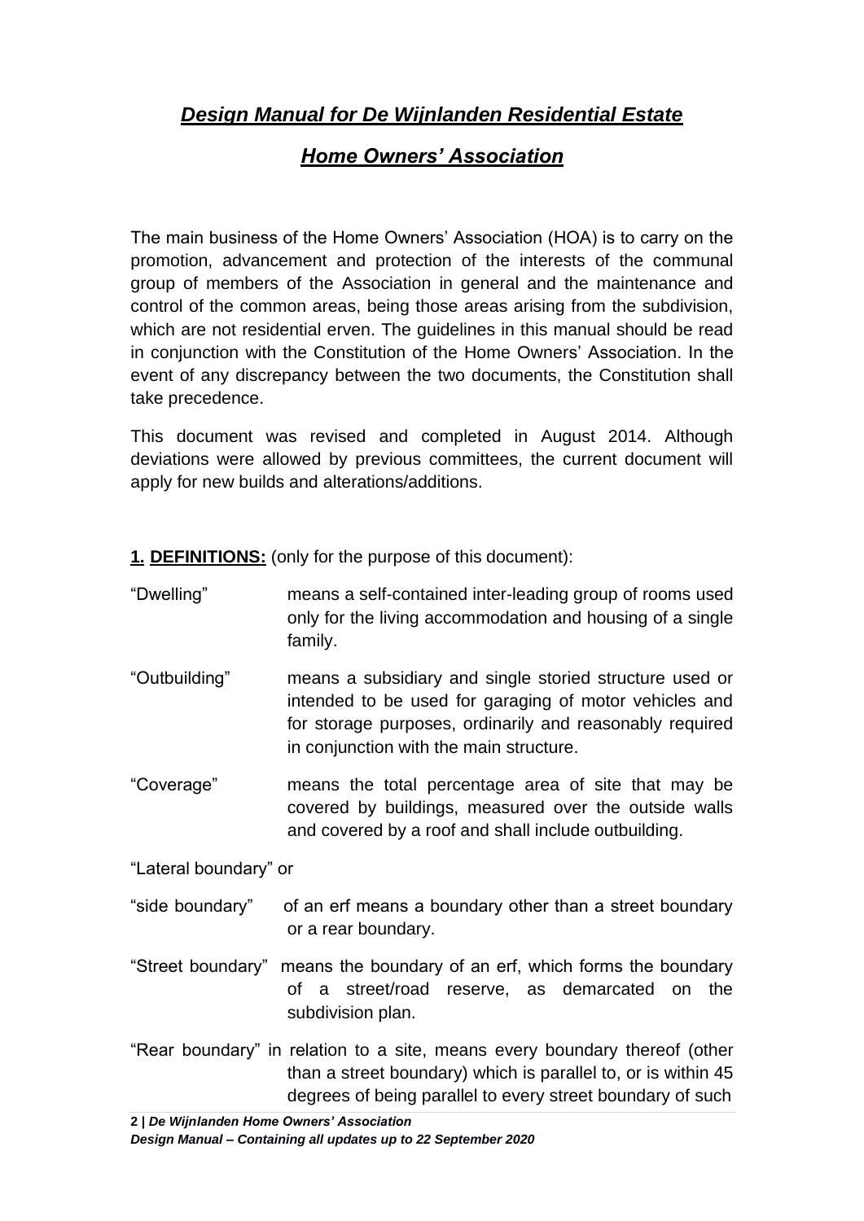# ***Design Manual for De Wijnlanden Residential Estate***

## ***Home Owners' Association***

The main business of the Home Owners' Association (HOA) is to carry on the promotion, advancement and protection of the interests of the communal group of members of the Association in general and the maintenance and control of the common areas, being those areas arising from the subdivision, which are not residential erven. The guidelines in this manual should be read in conjunction with the Constitution of the Home Owners' Association. In the event of any discrepancy between the two documents, the Constitution shall take precedence.

This document was revised and completed in August 2014. Although deviations were allowed by previous committees, the current document will apply for new builds and alterations/additions.

**1. DEFINITIONS:** (only for the purpose of this document):

"Dwelling" means a self-contained inter-leading group of rooms used only for the living accommodation and housing of a single family.

"Outbuilding" means a subsidiary and single storied structure used or intended to be used for garaging of motor vehicles and for storage purposes, ordinarily and reasonably required in conjunction with the main structure.

"Coverage" means the total percentage area of site that may be covered by buildings, measured over the outside walls and covered by a roof and shall include outbuilding.

"Lateral boundary" or

"side boundary" of an erf means a boundary other than a street boundary or a rear boundary.

"Street boundary" means the boundary of an erf, which forms the boundary of a street/road reserve, as demarcated on the subdivision plan.

"Rear boundary" in relation to a site, means every boundary thereof (other than a street boundary) which is parallel to, or is within 45 degrees of being parallel to every street boundary of such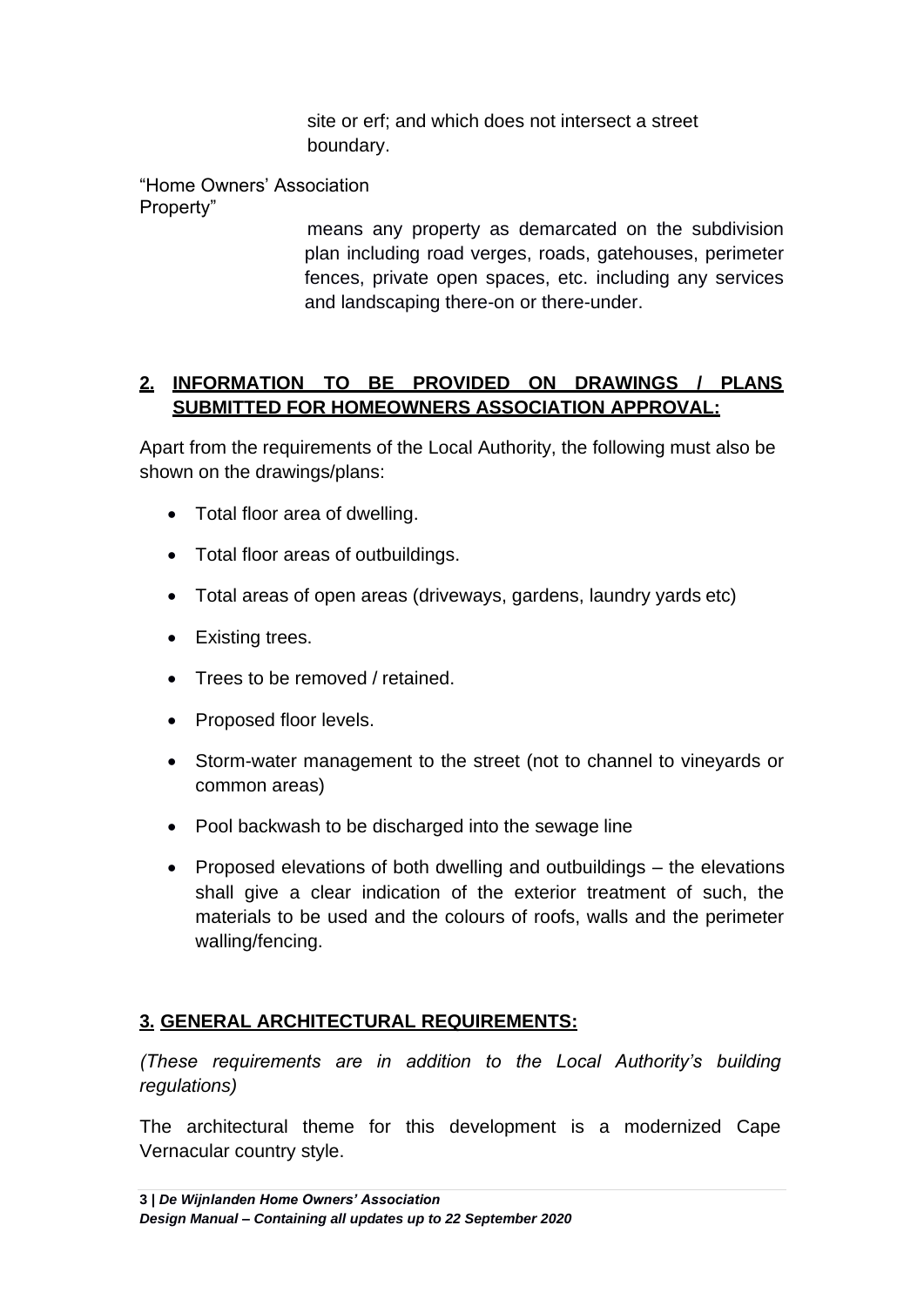site or erf; and which does not intersect a street boundary.

"Home Owners' Association Property"

means any property as demarcated on the subdivision plan including road verges, roads, gatehouses, perimeter fences, private open spaces, etc. including any services and landscaping there-on or there-under.

## 2. INFORMATION TO BE PROVIDED ON DRAWINGS / PLANS SUBMITTED FOR HOMEOWNERS ASSOCIATION APPROVAL:

Apart from the requirements of the Local Authority, the following must also be shown on the drawings/plans:

- Total floor area of dwelling.
- Total floor areas of outbuildings.
- Total areas of open areas (driveways, gardens, laundry yards etc)
- Existing trees.
- Trees to be removed / retained.
- Proposed floor levels.
- Storm-water management to the street (not to channel to vineyards or common areas)
- Pool backwash to be discharged into the sewage line
- Proposed elevations of both dwelling and outbuildings – the elevations shall give a clear indication of the exterior treatment of such, the materials to be used and the colours of roofs, walls and the perimeter walling/fencing.

## 3. GENERAL ARCHITECTURAL REQUIREMENTS:

*(These requirements are in addition to the Local Authority's building regulations)*

The architectural theme for this development is a modernized Cape Vernacular country style.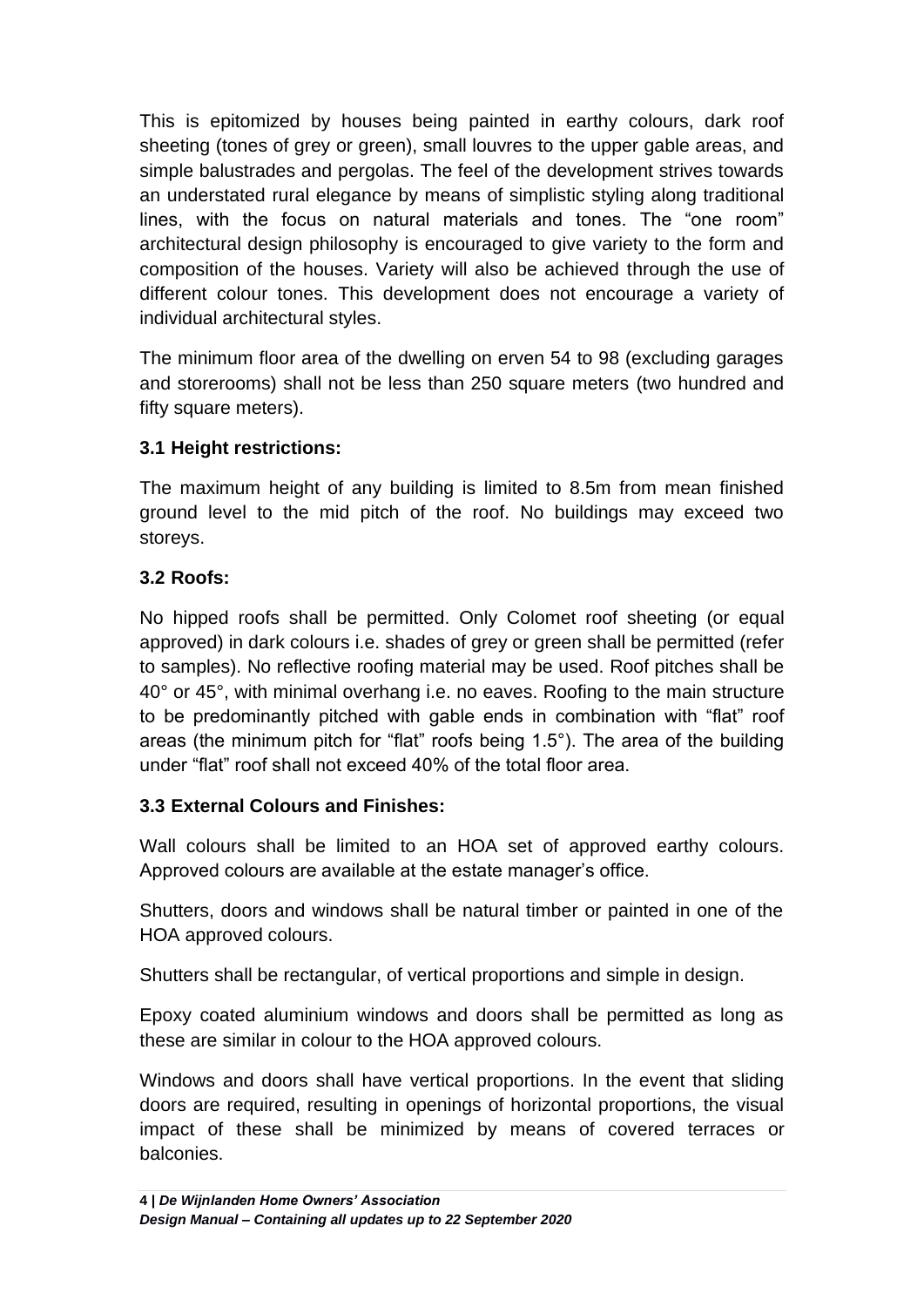This is epitomized by houses being painted in earthy colours, dark roof sheeting (tones of grey or green), small louvres to the upper gable areas, and simple balustrades and pergolas. The feel of the development strives towards an understated rural elegance by means of simplistic styling along traditional lines, with the focus on natural materials and tones. The “one room” architectural design philosophy is encouraged to give variety to the form and composition of the houses. Variety will also be achieved through the use of different colour tones. This development does not encourage a variety of individual architectural styles.

The minimum floor area of the dwelling on erven 54 to 98 (excluding garages and storerooms) shall not be less than 250 square meters (two hundred and fifty square meters).

### 3.1 Height restrictions:

The maximum height of any building is limited to 8.5m from mean finished ground level to the mid pitch of the roof. No buildings may exceed two storeys.

### 3.2 Roofs:

No hipped roofs shall be permitted. Only Colomet roof sheeting (or equal approved) in dark colours i.e. shades of grey or green shall be permitted (refer to samples). No reflective roofing material may be used. Roof pitches shall be 40° or 45°, with minimal overhang i.e. no eaves. Roofing to the main structure to be predominantly pitched with gable ends in combination with “flat” roof areas (the minimum pitch for “flat” roofs being 1.5°). The area of the building under “flat” roof shall not exceed 40% of the total floor area.

### 3.3 External Colours and Finishes:

Wall colours shall be limited to an HOA set of approved earthy colours. Approved colours are available at the estate manager’s office.

Shutters, doors and windows shall be natural timber or painted in one of the HOA approved colours.

Shutters shall be rectangular, of vertical proportions and simple in design.

Epoxy coated aluminium windows and doors shall be permitted as long as these are similar in colour to the HOA approved colours.

Windows and doors shall have vertical proportions. In the event that sliding doors are required, resulting in openings of horizontal proportions, the visual impact of these shall be minimized by means of covered terraces or balconies.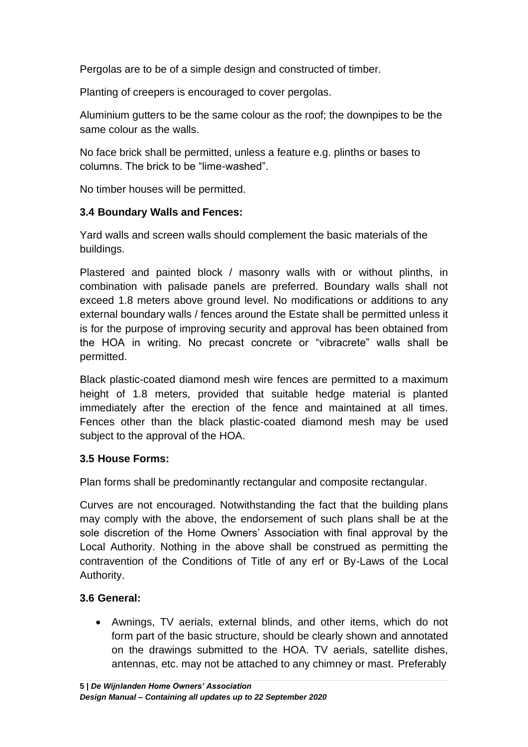Pergolas are to be of a simple design and constructed of timber.

Planting of creepers is encouraged to cover pergolas.

Aluminium gutters to be the same colour as the roof; the downpipes to be the same colour as the walls.

No face brick shall be permitted, unless a feature e.g. plinths or bases to columns. The brick to be "lime-washed".

No timber houses will be permitted.

### 3.4 Boundary Walls and Fences:

Yard walls and screen walls should complement the basic materials of the buildings.

Plastered and painted block / masonry walls with or without plinths, in combination with palisade panels are preferred. Boundary walls shall not exceed 1.8 meters above ground level. No modifications or additions to any external boundary walls / fences around the Estate shall be permitted unless it is for the purpose of improving security and approval has been obtained from the HOA in writing. No precast concrete or "vibracrete" walls shall be permitted.

Black plastic-coated diamond mesh wire fences are permitted to a maximum height of 1.8 meters, provided that suitable hedge material is planted immediately after the erection of the fence and maintained at all times. Fences other than the black plastic-coated diamond mesh may be used subject to the approval of the HOA.

### 3.5 House Forms:

Plan forms shall be predominantly rectangular and composite rectangular.

Curves are not encouraged. Notwithstanding the fact that the building plans may comply with the above, the endorsement of such plans shall be at the sole discretion of the Home Owners' Association with final approval by the Local Authority. Nothing in the above shall be construed as permitting the contravention of the Conditions of Title of any erf or By-Laws of the Local Authority.

### 3.6 General:

- Awnings, TV aerials, external blinds, and other items, which do not form part of the basic structure, should be clearly shown and annotated on the drawings submitted to the HOA. TV aerials, satellite dishes, antennas, etc. may not be attached to any chimney or mast. Preferably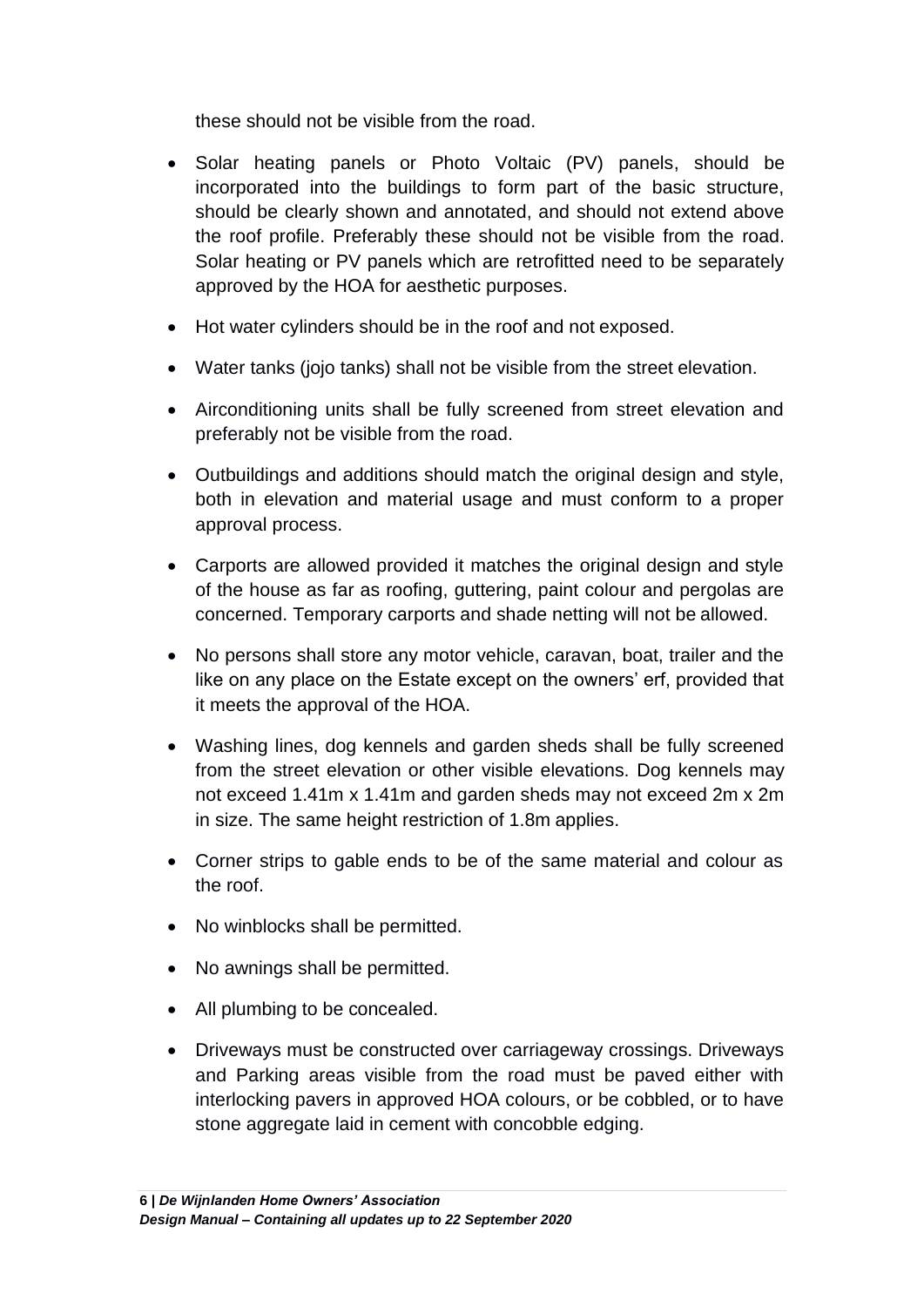these should not be visible from the road.

- Solar heating panels or Photo Voltaic (PV) panels, should be incorporated into the buildings to form part of the basic structure, should be clearly shown and annotated, and should not extend above the roof profile. Preferably these should not be visible from the road. Solar heating or PV panels which are retrofitted need to be separately approved by the HOA for aesthetic purposes.
- Hot water cylinders should be in the roof and not exposed.
- Water tanks (jojo tanks) shall not be visible from the street elevation.
- Airconditioning units shall be fully screened from street elevation and preferably not be visible from the road.
- Outbuildings and additions should match the original design and style, both in elevation and material usage and must conform to a proper approval process.
- Carports are allowed provided it matches the original design and style of the house as far as roofing, guttering, paint colour and pergolas are concerned. Temporary carports and shade netting will not be allowed.
- No persons shall store any motor vehicle, caravan, boat, trailer and the like on any place on the Estate except on the owners' erf, provided that it meets the approval of the HOA.
- Washing lines, dog kennels and garden sheds shall be fully screened from the street elevation or other visible elevations. Dog kennels may not exceed 1.41m x 1.41m and garden sheds may not exceed 2m x 2m in size. The same height restriction of 1.8m applies.
- Corner strips to gable ends to be of the same material and colour as the roof.
- No winblocks shall be permitted.
- No awnings shall be permitted.
- All plumbing to be concealed.
- Driveways must be constructed over carriageway crossings. Driveways and Parking areas visible from the road must be paved either with interlocking pavers in approved HOA colours, or be cobbled, or to have stone aggregate laid in cement with concobble edging.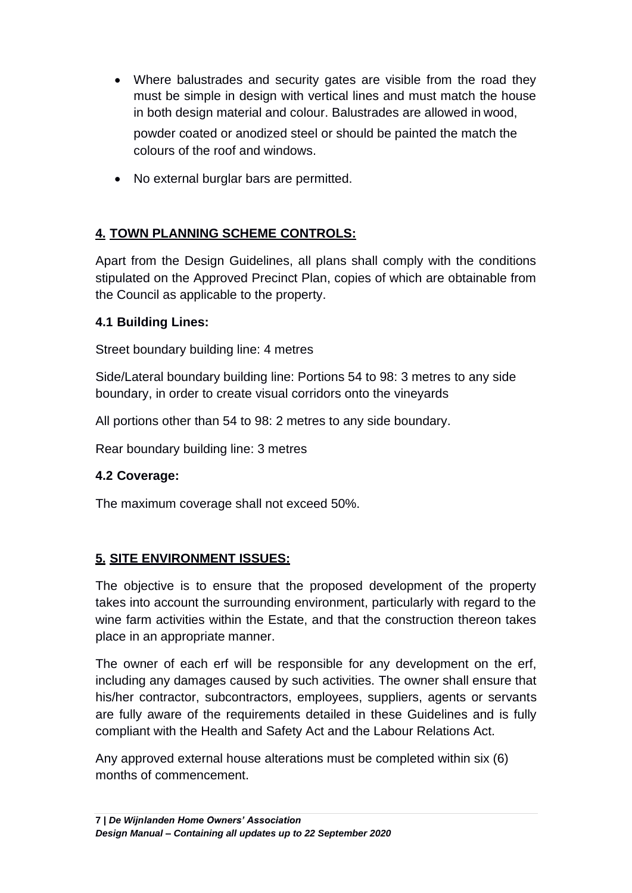- Where balustrades and security gates are visible from the road they must be simple in design with vertical lines and must match the house in both design material and colour. Balustrades are allowed in wood, powder coated or anodized steel or should be painted the match the colours of the roof and windows.
- No external burglar bars are permitted.

## 4. TOWN PLANNING SCHEME CONTROLS:

Apart from the Design Guidelines, all plans shall comply with the conditions stipulated on the Approved Precinct Plan, copies of which are obtainable from the Council as applicable to the property.

### 4.1 Building Lines:

Street boundary building line: 4 metres

Side/Lateral boundary building line: Portions 54 to 98: 3 metres to any side boundary, in order to create visual corridors onto the vineyards

All portions other than 54 to 98: 2 metres to any side boundary.

Rear boundary building line: 3 metres

### 4.2 Coverage:

The maximum coverage shall not exceed 50%.

## 5. SITE ENVIRONMENT ISSUES:

The objective is to ensure that the proposed development of the property takes into account the surrounding environment, particularly with regard to the wine farm activities within the Estate, and that the construction thereon takes place in an appropriate manner.

The owner of each erf will be responsible for any development on the erf, including any damages caused by such activities. The owner shall ensure that his/her contractor, subcontractors, employees, suppliers, agents or servants are fully aware of the requirements detailed in these Guidelines and is fully compliant with the Health and Safety Act and the Labour Relations Act.

Any approved external house alterations must be completed within six (6) months of commencement.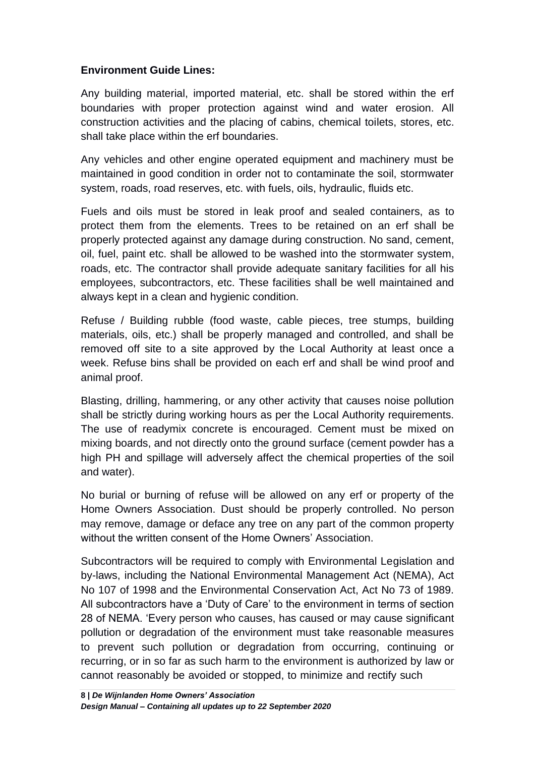**Environment Guide Lines:**

Any building material, imported material, etc. shall be stored within the erf boundaries with proper protection against wind and water erosion. All construction activities and the placing of cabins, chemical toilets, stores, etc. shall take place within the erf boundaries.

Any vehicles and other engine operated equipment and machinery must be maintained in good condition in order not to contaminate the soil, stormwater system, roads, road reserves, etc. with fuels, oils, hydraulic, fluids etc.

Fuels and oils must be stored in leak proof and sealed containers, as to protect them from the elements. Trees to be retained on an erf shall be properly protected against any damage during construction. No sand, cement, oil, fuel, paint etc. shall be allowed to be washed into the stormwater system, roads, etc. The contractor shall provide adequate sanitary facilities for all his employees, subcontractors, etc. These facilities shall be well maintained and always kept in a clean and hygienic condition.

Refuse / Building rubble (food waste, cable pieces, tree stumps, building materials, oils, etc.) shall be properly managed and controlled, and shall be removed off site to a site approved by the Local Authority at least once a week. Refuse bins shall be provided on each erf and shall be wind proof and animal proof.

Blasting, drilling, hammering, or any other activity that causes noise pollution shall be strictly during working hours as per the Local Authority requirements. The use of readymix concrete is encouraged. Cement must be mixed on mixing boards, and not directly onto the ground surface (cement powder has a high PH and spillage will adversely affect the chemical properties of the soil and water).

No burial or burning of refuse will be allowed on any erf or property of the Home Owners Association. Dust should be properly controlled. No person may remove, damage or deface any tree on any part of the common property without the written consent of the Home Owners' Association.

Subcontractors will be required to comply with Environmental Legislation and by-laws, including the National Environmental Management Act (NEMA), Act No 107 of 1998 and the Environmental Conservation Act, Act No 73 of 1989. All subcontractors have a 'Duty of Care' to the environment in terms of section 28 of NEMA. 'Every person who causes, has caused or may cause significant pollution or degradation of the environment must take reasonable measures to prevent such pollution or degradation from occurring, continuing or recurring, or in so far as such harm to the environment is authorized by law or cannot reasonably be avoided or stopped, to minimize and rectify such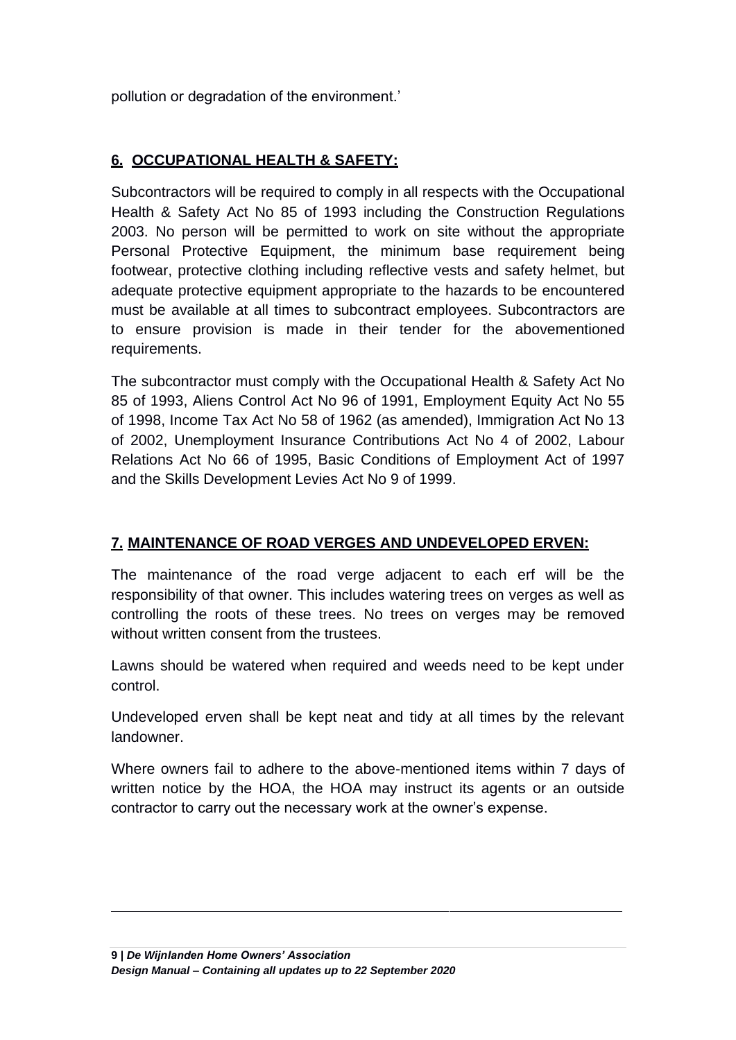pollution or degradation of the environment.'

## 6. OCCUPATIONAL HEALTH & SAFETY:

Subcontractors will be required to comply in all respects with the Occupational Health & Safety Act No 85 of 1993 including the Construction Regulations 2003. No person will be permitted to work on site without the appropriate Personal Protective Equipment, the minimum base requirement being footwear, protective clothing including reflective vests and safety helmet, but adequate protective equipment appropriate to the hazards to be encountered must be available at all times to subcontract employees. Subcontractors are to ensure provision is made in their tender for the abovementioned requirements.

The subcontractor must comply with the Occupational Health & Safety Act No 85 of 1993, Aliens Control Act No 96 of 1991, Employment Equity Act No 55 of 1998, Income Tax Act No 58 of 1962 (as amended), Immigration Act No 13 of 2002, Unemployment Insurance Contributions Act No 4 of 2002, Labour Relations Act No 66 of 1995, Basic Conditions of Employment Act of 1997 and the Skills Development Levies Act No 9 of 1999.

## 7. MAINTENANCE OF ROAD VERGES AND UNDEVELOPED ERVEN:

The maintenance of the road verge adjacent to each erf will be the responsibility of that owner. This includes watering trees on verges as well as controlling the roots of these trees. No trees on verges may be removed without written consent from the trustees.

Lawns should be watered when required and weeds need to be kept under control.

Undeveloped erven shall be kept neat and tidy at all times by the relevant landowner.

Where owners fail to adhere to the above-mentioned items within 7 days of written notice by the HOA, the HOA may instruct its agents or an outside contractor to carry out the necessary work at the owner's expense.